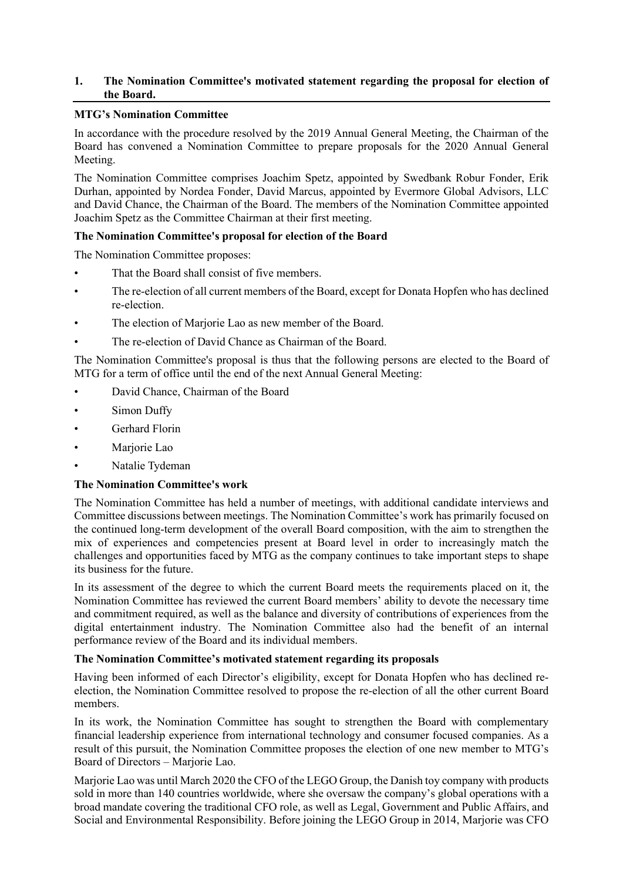## 1. The Nomination Committee's motivated statement regarding the proposal for election of the Board.

**MTG's Nomination Committee**

In accordance with the procedure resolved by the 2019 Annual General Meeting, the Chairman of the Board has convened a Nomination Committee to prepare proposals for the 2020 Annual General Meeting.

The Nomination Committee comprises Joachim Spetz, appointed by Swedbank Robur Fonder, Erik Durhan, appointed by Nordea Fonder, David Marcus, appointed by Evermore Global Advisors, LLC and David Chance, the Chairman of the Board. The members of the Nomination Committee appointed Joachim Spetz as the Committee Chairman at their first meeting.

**The Nomination Committee's proposal for election of the Board**

The Nomination Committee proposes:

- That the Board shall consist of five members.
- The re-election of all current members of the Board, except for Donata Hopfen who has declined re-election.
- The election of Marjorie Lao as new member of the Board.
- The re-election of David Chance as Chairman of the Board.

The Nomination Committee's proposal is thus that the following persons are elected to the Board of MTG for a term of office until the end of the next Annual General Meeting:

- David Chance, Chairman of the Board
- Simon Duffy
- Gerhard Florin
- Marjorie Lao
- Natalie Tydeman

**The Nomination Committee's work**

The Nomination Committee has held a number of meetings, with additional candidate interviews and Committee discussions between meetings. The Nomination Committee's work has primarily focused on the continued long-term development of the overall Board composition, with the aim to strengthen the mix of experiences and competencies present at Board level in order to increasingly match the challenges and opportunities faced by MTG as the company continues to take important steps to shape its business for the future.

In its assessment of the degree to which the current Board meets the requirements placed on it, the Nomination Committee has reviewed the current Board members' ability to devote the necessary time and commitment required, as well as the balance and diversity of contributions of experiences from the digital entertainment industry. The Nomination Committee also had the benefit of an internal performance review of the Board and its individual members.

**The Nomination Committee's motivated statement regarding its proposals**

Having been informed of each Director's eligibility, except for Donata Hopfen who has declined re-election, the Nomination Committee resolved to propose the re-election of all the other current Board members.

In its work, the Nomination Committee has sought to strengthen the Board with complementary financial leadership experience from international technology and consumer focused companies. As a result of this pursuit, the Nomination Committee proposes the election of one new member to MTG's Board of Directors – Marjorie Lao.

Marjorie Lao was until March 2020 the CFO of the LEGO Group, the Danish toy company with products sold in more than 140 countries worldwide, where she oversaw the company's global operations with a broad mandate covering the traditional CFO role, as well as Legal, Government and Public Affairs, and Social and Environmental Responsibility. Before joining the LEGO Group in 2014, Marjorie was CFO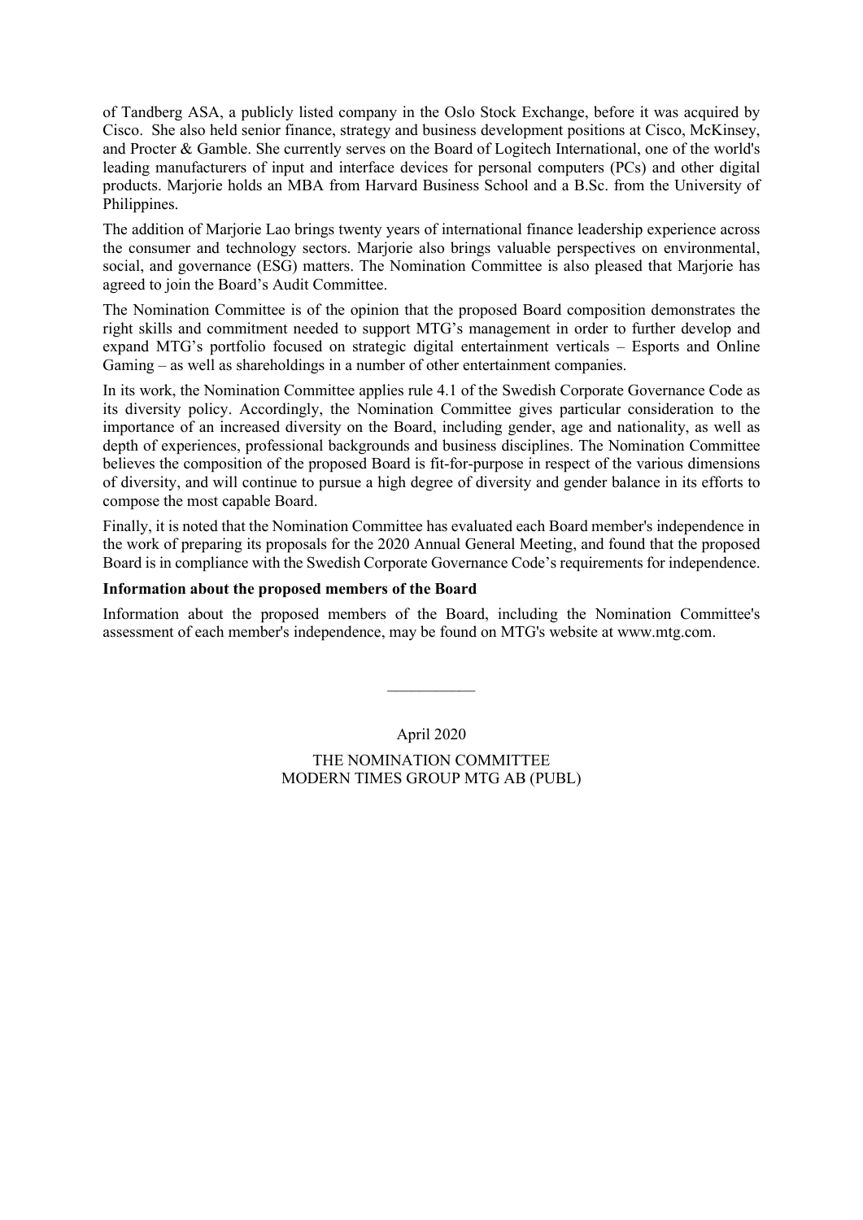of Tandberg ASA, a publicly listed company in the Oslo Stock Exchange, before it was acquired by Cisco. She also held senior finance, strategy and business development positions at Cisco, McKinsey, and Procter & Gamble. She currently serves on the Board of Logitech International, one of the world's leading manufacturers of input and interface devices for personal computers (PCs) and other digital products. Marjorie holds an MBA from Harvard Business School and a B.Sc. from the University of Philippines.

The addition of Marjorie Lao brings twenty years of international finance leadership experience across the consumer and technology sectors. Marjorie also brings valuable perspectives on environmental, social, and governance (ESG) matters. The Nomination Committee is also pleased that Marjorie has agreed to join the Board's Audit Committee.

The Nomination Committee is of the opinion that the proposed Board composition demonstrates the right skills and commitment needed to support MTG's management in order to further develop and expand MTG's portfolio focused on strategic digital entertainment verticals – Esports and Online Gaming – as well as shareholdings in a number of other entertainment companies.

In its work, the Nomination Committee applies rule 4.1 of the Swedish Corporate Governance Code as its diversity policy. Accordingly, the Nomination Committee gives particular consideration to the importance of an increased diversity on the Board, including gender, age and nationality, as well as depth of experiences, professional backgrounds and business disciplines. The Nomination Committee believes the composition of the proposed Board is fit-for-purpose in respect of the various dimensions of diversity, and will continue to pursue a high degree of diversity and gender balance in its efforts to compose the most capable Board.

Finally, it is noted that the Nomination Committee has evaluated each Board member's independence in the work of preparing its proposals for the 2020 Annual General Meeting, and found that the proposed Board is in compliance with the Swedish Corporate Governance Code's requirements for independence.

**Information about the proposed members of the Board**

Information about the proposed members of the Board, including the Nomination Committee's assessment of each member's independence, may be found on MTG's website at www.mtg.com.

\_\_\_\_\_\_\_\_\_\_\_

April 2020

THE NOMINATION COMMITTEE
MODERN TIMES GROUP MTG AB (PUBL)